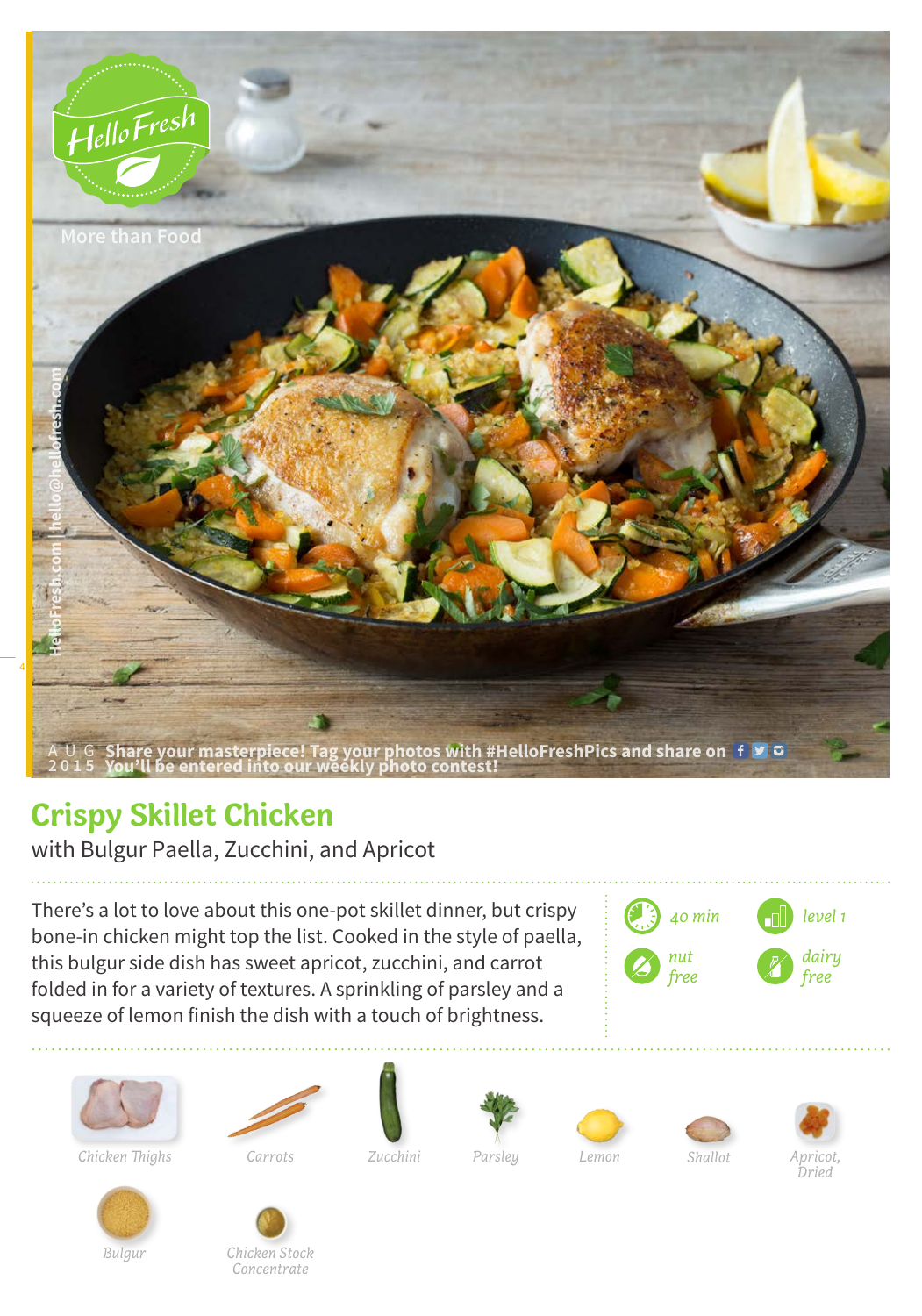HelloFresh

More than Food

HelloFresh.com | hello@hellofresh.com

AUG 2015 Share your masterpiece! Tag your photos with #HelloFreshPics and share on  
You'll be entered into our weekly photo contest!

# Crispy Skillet Chicken

with Bulgur Paella, Zucchini, and Apricot

There's a lot to love about this one-pot skillet dinner, but crispy bone-in chicken might top the list. Cooked in the style of paella, this bulgur side dish has sweet apricot, zucchini, and carrot folded in for a variety of textures. A sprinkling of parsley and a squeeze of lemon finish the dish with a touch of brightness.

*40 min*  
*level 1*  
*nut free*  
*dairy free*

- *Chicken Thighs*
- *Carrots*
- *Zucchini*
- *Parsley*
- *Lemon*
- *Shallot*
- *Apricot, Dried*
- *Bulgur*
- *Chicken Stock Concentrate*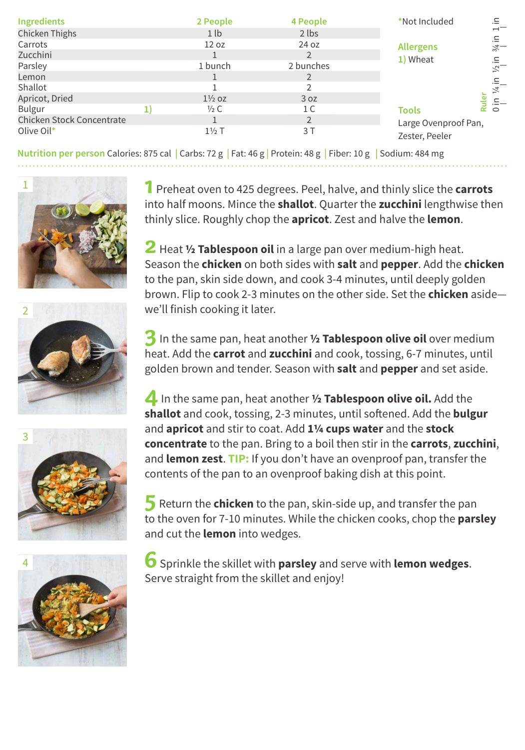| Ingredients | | 2 People | 4 People |
|---|---|---|---|
| Chicken Thighs | | 1 lb | 2 lbs |
| Carrots | | 12 oz | 24 oz |
| Zucchini | | 1 | 2 |
| Parsley | | 1 bunch | 2 bunches |
| Lemon | | 1 | 2 |
| Shallot | | 1 | 2 |
| Apricot, Dried | | 1½ oz | 3 oz |
| Bulgur | 1) | ½ C | 1 C |
| Chicken Stock Concentrate | | 1 | 2 |
| Olive Oil* | | 1½ T | 3 T |

*Not Included

**Allergens**
1) Wheat

**Tools**
Large Ovenproof Pan, Zester, Peeler

Ruler
0 in ¼ in ½ in ¾ in 1 in

**Nutrition per person** Calories: 875 cal | Carbs: 72 g | Fat: 46 g | Protein: 48 g | Fiber: 10 g | Sodium: 484 mg

**1** Preheat oven to 425 degrees. Peel, halve, and thinly slice the **carrots** into half moons. Mince the **shallot**. Quarter the **zucchini** lengthwise then thinly slice. Roughly chop the **apricot**. Zest and halve the **lemon**.

**2** Heat **½ Tablespoon oil** in a large pan over medium-high heat. Season the **chicken** on both sides with **salt** and **pepper**. Add the **chicken** to the pan, skin side down, and cook 3-4 minutes, until deeply golden brown. Flip to cook 2-3 minutes on the other side. Set the **chicken** aside—we'll finish cooking it later.

**3** In the same pan, heat another **½ Tablespoon olive oil** over medium heat. Add the **carrot** and **zucchini** and cook, tossing, 6-7 minutes, until golden brown and tender. Season with **salt** and **pepper** and set aside.

**4** In the same pan, heat another **½ Tablespoon olive oil.** Add the **shallot** and cook, tossing, 2-3 minutes, until softened. Add the **bulgur** and **apricot** and stir to coat. Add **1¼ cups water** and the **stock concentrate** to the pan. Bring to a boil then stir in the **carrots**, **zucchini**, and **lemon zest**. **TIP:** If you don't have an ovenproof pan, transfer the contents of the pan to an ovenproof baking dish at this point.

**5** Return the **chicken** to the pan, skin-side up, and transfer the pan to the oven for 7-10 minutes. While the chicken cooks, chop the **parsley** and cut the **lemon** into wedges.

**6** Sprinkle the skillet with **parsley** and serve with **lemon wedges**. Serve straight from the skillet and enjoy!